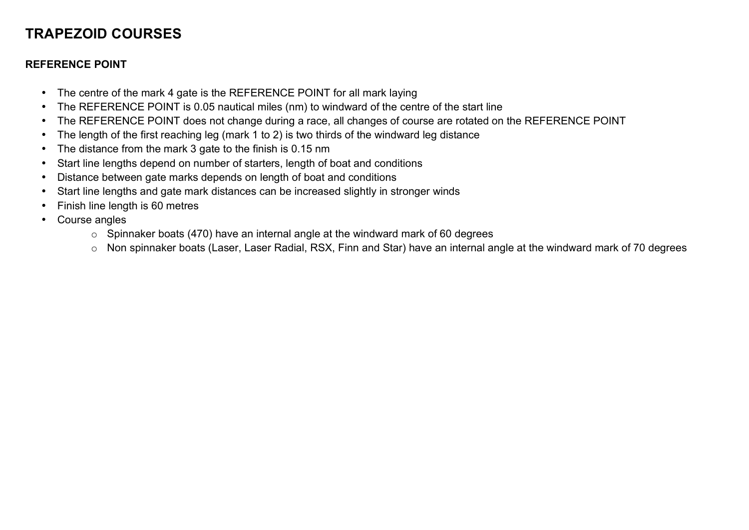# TRAPEZOID COURSES

## REFERENCE POINT

- The centre of the mark 4 gate is the REFERENCE POINT for all mark laying
- The REFERENCE POINT is 0.05 nautical miles (nm) to windward of the centre of the start line
- The REFERENCE POINT does not change during a race, all changes of course are rotated on the REFERENCE POINT
- The length of the first reaching leg (mark 1 to 2) is two thirds of the windward leg distance
- The distance from the mark 3 gate to the finish is 0.15 nm
- Start line lengths depend on number of starters, length of boat and conditions
- Distance between gate marks depends on length of boat and conditions
- Start line lengths and gate mark distances can be increased slightly in stronger winds
- Finish line length is 60 metres
- Course angles
  - Spinnaker boats (470) have an internal angle at the windward mark of 60 degrees
  - Non spinnaker boats (Laser, Laser Radial, RSX, Finn and Star) have an internal angle at the windward mark of 70 degrees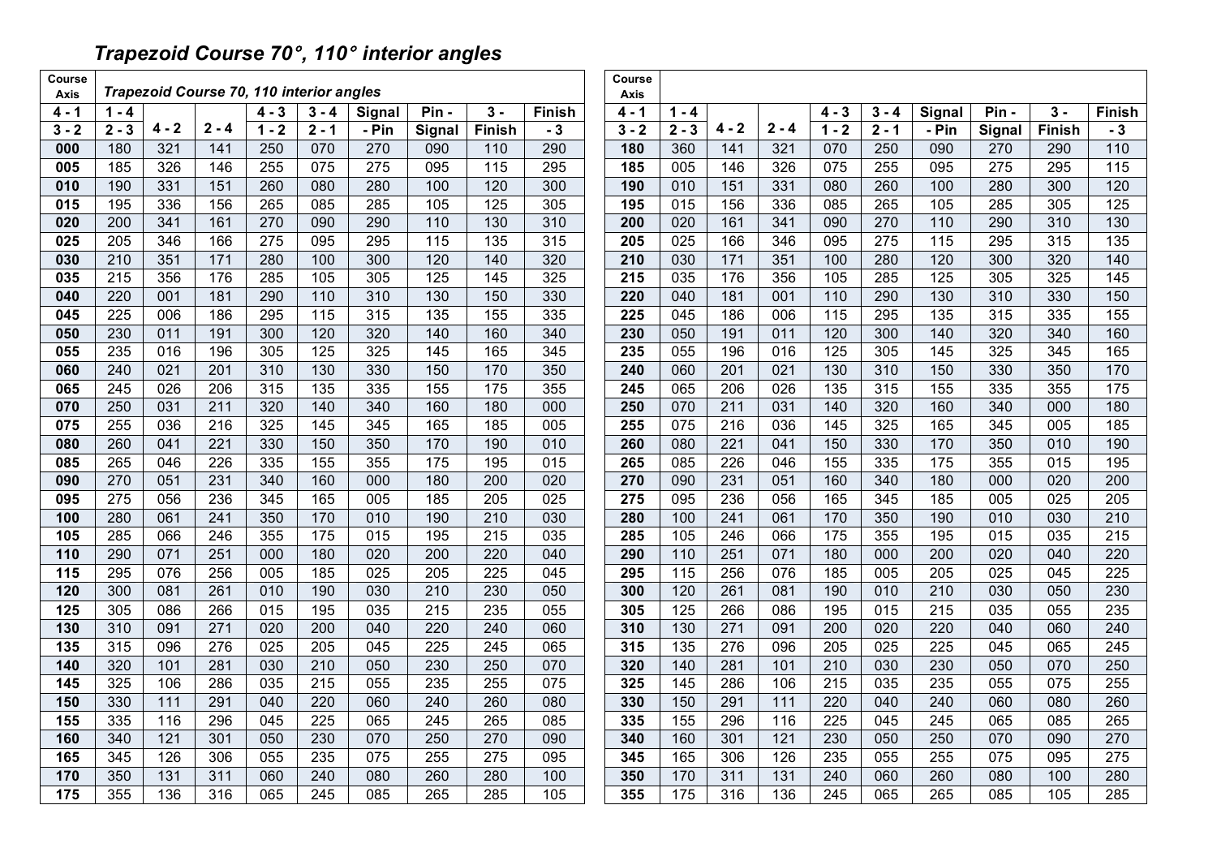## *Trapezoid Course 70°, 110° interior angles*

| Course Axis | *Trapezoid Course 70, 110 interior angles* | | | | | | | | |
|---|---|---|---|---|---|---|---|---|---|
| **4 - 1** | **1 - 4** | | | **4 - 3** | **3 - 4** | **Signal** | **Pin -** | **3 -** | **Finish** |
| **3 - 2** | **2 - 3** | **4 - 2** | **2 - 4** | **1 - 2** | **2 - 1** | **- Pin** | **Signal** | **Finish** | **- 3** |
| **000** | 180 | 321 | 141 | 250 | 070 | 270 | 090 | 110 | 290 |
| **005** | 185 | 326 | 146 | 255 | 075 | 275 | 095 | 115 | 295 |
| **010** | 190 | 331 | 151 | 260 | 080 | 280 | 100 | 120 | 300 |
| **015** | 195 | 336 | 156 | 265 | 085 | 285 | 105 | 125 | 305 |
| **020** | 200 | 341 | 161 | 270 | 090 | 290 | 110 | 130 | 310 |
| **025** | 205 | 346 | 166 | 275 | 095 | 295 | 115 | 135 | 315 |
| **030** | 210 | 351 | 171 | 280 | 100 | 300 | 120 | 140 | 320 |
| **035** | 215 | 356 | 176 | 285 | 105 | 305 | 125 | 145 | 325 |
| **040** | 220 | 001 | 181 | 290 | 110 | 310 | 130 | 150 | 330 |
| **045** | 225 | 006 | 186 | 295 | 115 | 315 | 135 | 155 | 335 |
| **050** | 230 | 011 | 191 | 300 | 120 | 320 | 140 | 160 | 340 |
| **055** | 235 | 016 | 196 | 305 | 125 | 325 | 145 | 165 | 345 |
| **060** | 240 | 021 | 201 | 310 | 130 | 330 | 150 | 170 | 350 |
| **065** | 245 | 026 | 206 | 315 | 135 | 335 | 155 | 175 | 355 |
| **070** | 250 | 031 | 211 | 320 | 140 | 340 | 160 | 180 | 000 |
| **075** | 255 | 036 | 216 | 325 | 145 | 345 | 165 | 185 | 005 |
| **080** | 260 | 041 | 221 | 330 | 150 | 350 | 170 | 190 | 010 |
| **085** | 265 | 046 | 226 | 335 | 155 | 355 | 175 | 195 | 015 |
| **090** | 270 | 051 | 231 | 340 | 160 | 000 | 180 | 200 | 020 |
| **095** | 275 | 056 | 236 | 345 | 165 | 005 | 185 | 205 | 025 |
| **100** | 280 | 061 | 241 | 350 | 170 | 010 | 190 | 210 | 030 |
| **105** | 285 | 066 | 246 | 355 | 175 | 015 | 195 | 215 | 035 |
| **110** | 290 | 071 | 251 | 000 | 180 | 020 | 200 | 220 | 040 |
| **115** | 295 | 076 | 256 | 005 | 185 | 025 | 205 | 225 | 045 |
| **120** | 300 | 081 | 261 | 010 | 190 | 030 | 210 | 230 | 050 |
| **125** | 305 | 086 | 266 | 015 | 195 | 035 | 215 | 235 | 055 |
| **130** | 310 | 091 | 271 | 020 | 200 | 040 | 220 | 240 | 060 |
| **135** | 315 | 096 | 276 | 025 | 205 | 045 | 225 | 245 | 065 |
| **140** | 320 | 101 | 281 | 030 | 210 | 050 | 230 | 250 | 070 |
| **145** | 325 | 106 | 286 | 035 | 215 | 055 | 235 | 255 | 075 |
| **150** | 330 | 111 | 291 | 040 | 220 | 060 | 240 | 260 | 080 |
| **155** | 335 | 116 | 296 | 045 | 225 | 065 | 245 | 265 | 085 |
| **160** | 340 | 121 | 301 | 050 | 230 | 070 | 250 | 270 | 090 |
| **165** | 345 | 126 | 306 | 055 | 235 | 075 | 255 | 275 | 095 |
| **170** | 350 | 131 | 311 | 060 | 240 | 080 | 260 | 280 | 100 |
| **175** | 355 | 136 | 316 | 065 | 245 | 085 | 265 | 285 | 105 |

| Course Axis | | | | | | | | | |
|---|---|---|---|---|---|---|---|---|---|
| **4 - 1** | **1 - 4** | | | **4 - 3** | **3 - 4** | **Signal** | **Pin -** | **3 -** | **Finish** |
| **3 - 2** | **2 - 3** | **4 - 2** | **2 - 4** | **1 - 2** | **2 - 1** | **- Pin** | **Signal** | **Finish** | **- 3** |
| **180** | 360 | 141 | 321 | 070 | 250 | 090 | 270 | 290 | 110 |
| **185** | 005 | 146 | 326 | 075 | 255 | 095 | 275 | 295 | 115 |
| **190** | 010 | 151 | 331 | 080 | 260 | 100 | 280 | 300 | 120 |
| **195** | 015 | 156 | 336 | 085 | 265 | 105 | 285 | 305 | 125 |
| **200** | 020 | 161 | 341 | 090 | 270 | 110 | 290 | 310 | 130 |
| **205** | 025 | 166 | 346 | 095 | 275 | 115 | 295 | 315 | 135 |
| **210** | 030 | 171 | 351 | 100 | 280 | 120 | 300 | 320 | 140 |
| **215** | 035 | 176 | 356 | 105 | 285 | 125 | 305 | 325 | 145 |
| **220** | 040 | 181 | 001 | 110 | 290 | 130 | 310 | 330 | 150 |
| **225** | 045 | 186 | 006 | 115 | 295 | 135 | 315 | 335 | 155 |
| **230** | 050 | 191 | 011 | 120 | 300 | 140 | 320 | 340 | 160 |
| **235** | 055 | 196 | 016 | 125 | 305 | 145 | 325 | 345 | 165 |
| **240** | 060 | 201 | 021 | 130 | 310 | 150 | 330 | 350 | 170 |
| **245** | 065 | 206 | 026 | 135 | 315 | 155 | 335 | 355 | 175 |
| **250** | 070 | 211 | 031 | 140 | 320 | 160 | 340 | 000 | 180 |
| **255** | 075 | 216 | 036 | 145 | 325 | 165 | 345 | 005 | 185 |
| **260** | 080 | 221 | 041 | 150 | 330 | 170 | 350 | 010 | 190 |
| **265** | 085 | 226 | 046 | 155 | 335 | 175 | 355 | 015 | 195 |
| **270** | 090 | 231 | 051 | 160 | 340 | 180 | 000 | 020 | 200 |
| **275** | 095 | 236 | 056 | 165 | 345 | 185 | 005 | 025 | 205 |
| **280** | 100 | 241 | 061 | 170 | 350 | 190 | 010 | 030 | 210 |
| **285** | 105 | 246 | 066 | 175 | 355 | 195 | 015 | 035 | 215 |
| **290** | 110 | 251 | 071 | 180 | 000 | 200 | 020 | 040 | 220 |
| **295** | 115 | 256 | 076 | 185 | 005 | 205 | 025 | 045 | 225 |
| **300** | 120 | 261 | 081 | 190 | 010 | 210 | 030 | 050 | 230 |
| **305** | 125 | 266 | 086 | 195 | 015 | 215 | 035 | 055 | 235 |
| **310** | 130 | 271 | 091 | 200 | 020 | 220 | 040 | 060 | 240 |
| **315** | 135 | 276 | 096 | 205 | 025 | 225 | 045 | 065 | 245 |
| **320** | 140 | 281 | 101 | 210 | 030 | 230 | 050 | 070 | 250 |
| **325** | 145 | 286 | 106 | 215 | 035 | 235 | 055 | 075 | 255 |
| **330** | 150 | 291 | 111 | 220 | 040 | 240 | 060 | 080 | 260 |
| **335** | 155 | 296 | 116 | 225 | 045 | 245 | 065 | 085 | 265 |
| **340** | 160 | 301 | 121 | 230 | 050 | 250 | 070 | 090 | 270 |
| **345** | 165 | 306 | 126 | 235 | 055 | 255 | 075 | 095 | 275 |
| **350** | 170 | 311 | 131 | 240 | 060 | 260 | 080 | 100 | 280 |
| **355** | 175 | 316 | 136 | 245 | 065 | 265 | 085 | 105 | 285 |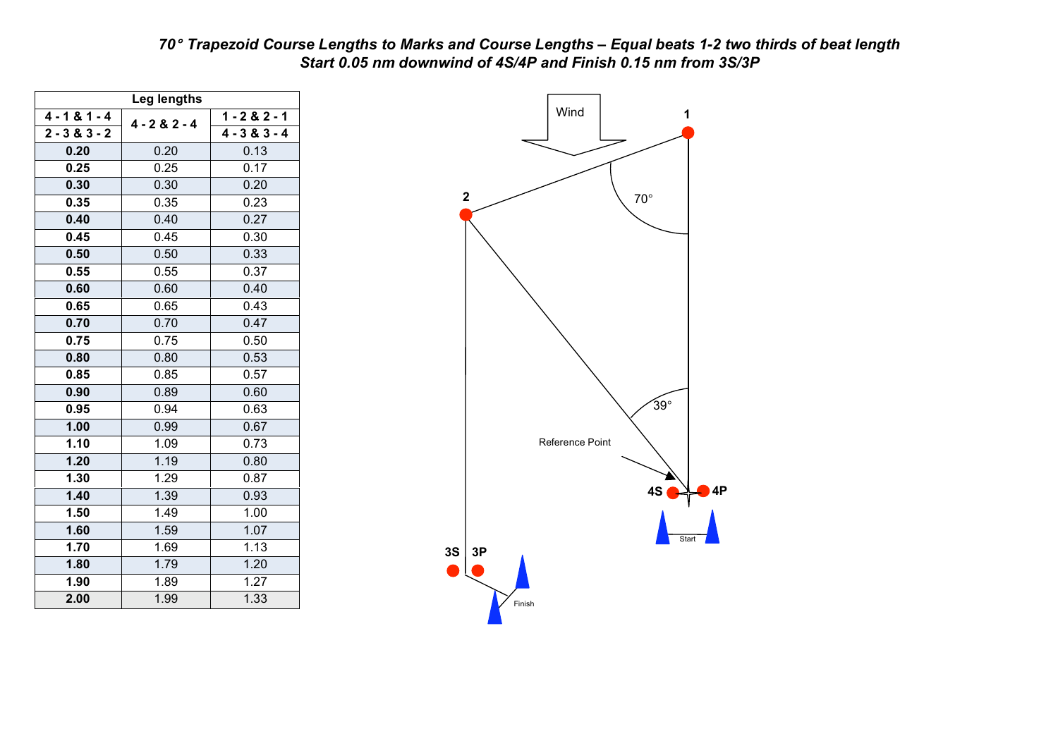*70° Trapezoid Course Lengths to Marks and Course Lengths – Equal beats 1-2 two thirds of beat length*
*Start 0.05 nm downwind of 4S/4P and Finish 0.15 nm from 3S/3P*

| Leg lengths | | |
|---|---|---|
| 4 - 1 & 1 - 4 | 4 - 2 & 2 - 4 | 1 - 2 & 2 - 1 |
| 2 - 3 & 3 - 2 | | 4 - 3 & 3 - 4 |
| **0.20** | 0.20 | 0.13 |
| **0.25** | 0.25 | 0.17 |
| **0.30** | 0.30 | 0.20 |
| **0.35** | 0.35 | 0.23 |
| **0.40** | 0.40 | 0.27 |
| **0.45** | 0.45 | 0.30 |
| **0.50** | 0.50 | 0.33 |
| **0.55** | 0.55 | 0.37 |
| **0.60** | 0.60 | 0.40 |
| **0.65** | 0.65 | 0.43 |
| **0.70** | 0.70 | 0.47 |
| **0.75** | 0.75 | 0.50 |
| **0.80** | 0.80 | 0.53 |
| **0.85** | 0.85 | 0.57 |
| **0.90** | 0.89 | 0.60 |
| **0.95** | 0.94 | 0.63 |
| **1.00** | 0.99 | 0.67 |
| **1.10** | 1.09 | 0.73 |
| **1.20** | 1.19 | 0.80 |
| **1.30** | 1.29 | 0.87 |
| **1.40** | 1.39 | 0.93 |
| **1.50** | 1.49 | 1.00 |
| **1.60** | 1.59 | 1.07 |
| **1.70** | 1.69 | 1.13 |
| **1.80** | 1.79 | 1.20 |
| **1.90** | 1.89 | 1.27 |
| **2.00** | 1.99 | 1.33 |

Wind

1

2

70°

39°

Reference Point

4S 4P

Start

3S 3P

Finish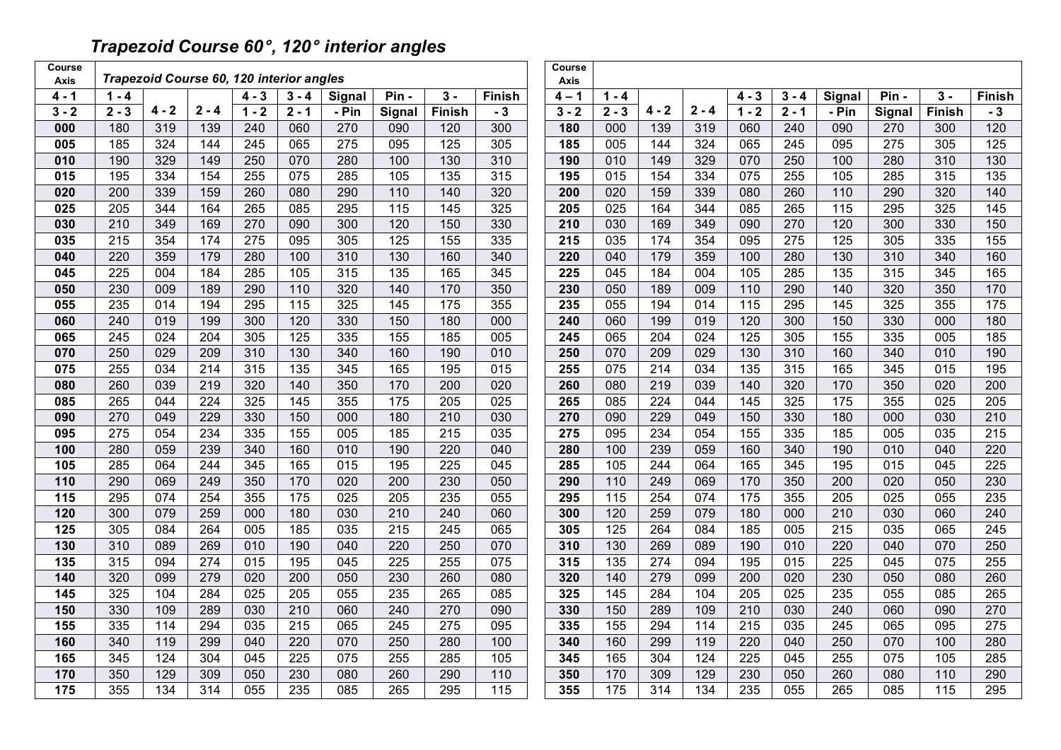# *Trapezoid Course 60°, 120° interior angles*

| Course Axis | *Trapezoid Course 60, 120 interior angles* | | | | | | | | |
|---|---|---|---|---|---|---|---|---|---|
| 4 - 1 | 1 - 4 | | | 4 - 3 | 3 - 4 | Signal | Pin - | 3 - | Finish |
| 3 - 2 | 2 - 3 | 4 - 2 | 2 - 4 | 1 - 2 | 2 - 1 | - Pin | Signal | Finish | - 3 |
| **000** | 180 | 319 | 139 | 240 | 060 | 270 | 090 | 120 | 300 |
| **005** | 185 | 324 | 144 | 245 | 065 | 275 | 095 | 125 | 305 |
| **010** | 190 | 329 | 149 | 250 | 070 | 280 | 100 | 130 | 310 |
| **015** | 195 | 334 | 154 | 255 | 075 | 285 | 105 | 135 | 315 |
| **020** | 200 | 339 | 159 | 260 | 080 | 290 | 110 | 140 | 320 |
| **025** | 205 | 344 | 164 | 265 | 085 | 295 | 115 | 145 | 325 |
| **030** | 210 | 349 | 169 | 270 | 090 | 300 | 120 | 150 | 330 |
| **035** | 215 | 354 | 174 | 275 | 095 | 305 | 125 | 155 | 335 |
| **040** | 220 | 359 | 179 | 280 | 100 | 310 | 130 | 160 | 340 |
| **045** | 225 | 004 | 184 | 285 | 105 | 315 | 135 | 165 | 345 |
| **050** | 230 | 009 | 189 | 290 | 110 | 320 | 140 | 170 | 350 |
| **055** | 235 | 014 | 194 | 295 | 115 | 325 | 145 | 175 | 355 |
| **060** | 240 | 019 | 199 | 300 | 120 | 330 | 150 | 180 | 000 |
| **065** | 245 | 024 | 204 | 305 | 125 | 335 | 155 | 185 | 005 |
| **070** | 250 | 029 | 209 | 310 | 130 | 340 | 160 | 190 | 010 |
| **075** | 255 | 034 | 214 | 315 | 135 | 345 | 165 | 195 | 015 |
| **080** | 260 | 039 | 219 | 320 | 140 | 350 | 170 | 200 | 020 |
| **085** | 265 | 044 | 224 | 325 | 145 | 355 | 175 | 205 | 025 |
| **090** | 270 | 049 | 229 | 330 | 150 | 000 | 180 | 210 | 030 |
| **095** | 275 | 054 | 234 | 335 | 155 | 005 | 185 | 215 | 035 |
| **100** | 280 | 059 | 239 | 340 | 160 | 010 | 190 | 220 | 040 |
| **105** | 285 | 064 | 244 | 345 | 165 | 015 | 195 | 225 | 045 |
| **110** | 290 | 069 | 249 | 350 | 170 | 020 | 200 | 230 | 050 |
| **115** | 295 | 074 | 254 | 355 | 175 | 025 | 205 | 235 | 055 |
| **120** | 300 | 079 | 259 | 000 | 180 | 030 | 210 | 240 | 060 |
| **125** | 305 | 084 | 264 | 005 | 185 | 035 | 215 | 245 | 065 |
| **130** | 310 | 089 | 269 | 010 | 190 | 040 | 220 | 250 | 070 |
| **135** | 315 | 094 | 274 | 015 | 195 | 045 | 225 | 255 | 075 |
| **140** | 320 | 099 | 279 | 020 | 200 | 050 | 230 | 260 | 080 |
| **145** | 325 | 104 | 284 | 025 | 205 | 055 | 235 | 265 | 085 |
| **150** | 330 | 109 | 289 | 030 | 210 | 060 | 240 | 270 | 090 |
| **155** | 335 | 114 | 294 | 035 | 215 | 065 | 245 | 275 | 095 |
| **160** | 340 | 119 | 299 | 040 | 220 | 070 | 250 | 280 | 100 |
| **165** | 345 | 124 | 304 | 045 | 225 | 075 | 255 | 285 | 105 |
| **170** | 350 | 129 | 309 | 050 | 230 | 080 | 260 | 290 | 110 |
| **175** | 355 | 134 | 314 | 055 | 235 | 085 | 265 | 295 | 115 |

| Course Axis | | | | | | | | | |
|---|---|---|---|---|---|---|---|---|---|
| 4 – 1 | 1 - 4 | | | 4 - 3 | 3 - 4 | Signal | Pin - | 3 - | Finish |
| 3 - 2 | 2 - 3 | 4 - 2 | 2 - 4 | 1 - 2 | 2 - 1 | - Pin | Signal | Finish | - 3 |
| **180** | 000 | 139 | 319 | 060 | 240 | 090 | 270 | 300 | 120 |
| **185** | 005 | 144 | 324 | 065 | 245 | 095 | 275 | 305 | 125 |
| **190** | 010 | 149 | 329 | 070 | 250 | 100 | 280 | 310 | 130 |
| **195** | 015 | 154 | 334 | 075 | 255 | 105 | 285 | 315 | 135 |
| **200** | 020 | 159 | 339 | 080 | 260 | 110 | 290 | 320 | 140 |
| **205** | 025 | 164 | 344 | 085 | 265 | 115 | 295 | 325 | 145 |
| **210** | 030 | 169 | 349 | 090 | 270 | 120 | 300 | 330 | 150 |
| **215** | 035 | 174 | 354 | 095 | 275 | 125 | 305 | 335 | 155 |
| **220** | 040 | 179 | 359 | 100 | 280 | 130 | 310 | 340 | 160 |
| **225** | 045 | 184 | 004 | 105 | 285 | 135 | 315 | 345 | 165 |
| **230** | 050 | 189 | 009 | 110 | 290 | 140 | 320 | 350 | 170 |
| **235** | 055 | 194 | 014 | 115 | 295 | 145 | 325 | 355 | 175 |
| **240** | 060 | 199 | 019 | 120 | 300 | 150 | 330 | 000 | 180 |
| **245** | 065 | 204 | 024 | 125 | 305 | 155 | 335 | 005 | 185 |
| **250** | 070 | 209 | 029 | 130 | 310 | 160 | 340 | 010 | 190 |
| **255** | 075 | 214 | 034 | 135 | 315 | 165 | 345 | 015 | 195 |
| **260** | 080 | 219 | 039 | 140 | 320 | 170 | 350 | 020 | 200 |
| **265** | 085 | 224 | 044 | 145 | 325 | 175 | 355 | 025 | 205 |
| **270** | 090 | 229 | 049 | 150 | 330 | 180 | 000 | 030 | 210 |
| **275** | 095 | 234 | 054 | 155 | 335 | 185 | 005 | 035 | 215 |
| **280** | 100 | 239 | 059 | 160 | 340 | 190 | 010 | 040 | 220 |
| **285** | 105 | 244 | 064 | 165 | 345 | 195 | 015 | 045 | 225 |
| **290** | 110 | 249 | 069 | 170 | 350 | 200 | 020 | 050 | 230 |
| **295** | 115 | 254 | 074 | 175 | 355 | 205 | 025 | 055 | 235 |
| **300** | 120 | 259 | 079 | 180 | 000 | 210 | 030 | 060 | 240 |
| **305** | 125 | 264 | 084 | 185 | 005 | 215 | 035 | 065 | 245 |
| **310** | 130 | 269 | 089 | 190 | 010 | 220 | 040 | 070 | 250 |
| **315** | 135 | 274 | 094 | 195 | 015 | 225 | 045 | 075 | 255 |
| **320** | 140 | 279 | 099 | 200 | 020 | 230 | 050 | 080 | 260 |
| **325** | 145 | 284 | 104 | 205 | 025 | 235 | 055 | 085 | 265 |
| **330** | 150 | 289 | 109 | 210 | 030 | 240 | 060 | 090 | 270 |
| **335** | 155 | 294 | 114 | 215 | 035 | 245 | 065 | 095 | 275 |
| **340** | 160 | 299 | 119 | 220 | 040 | 250 | 070 | 100 | 280 |
| **345** | 165 | 304 | 124 | 225 | 045 | 255 | 075 | 105 | 285 |
| **350** | 170 | 309 | 129 | 230 | 050 | 260 | 080 | 110 | 290 |
| **355** | 175 | 314 | 134 | 235 | 055 | 265 | 085 | 115 | 295 |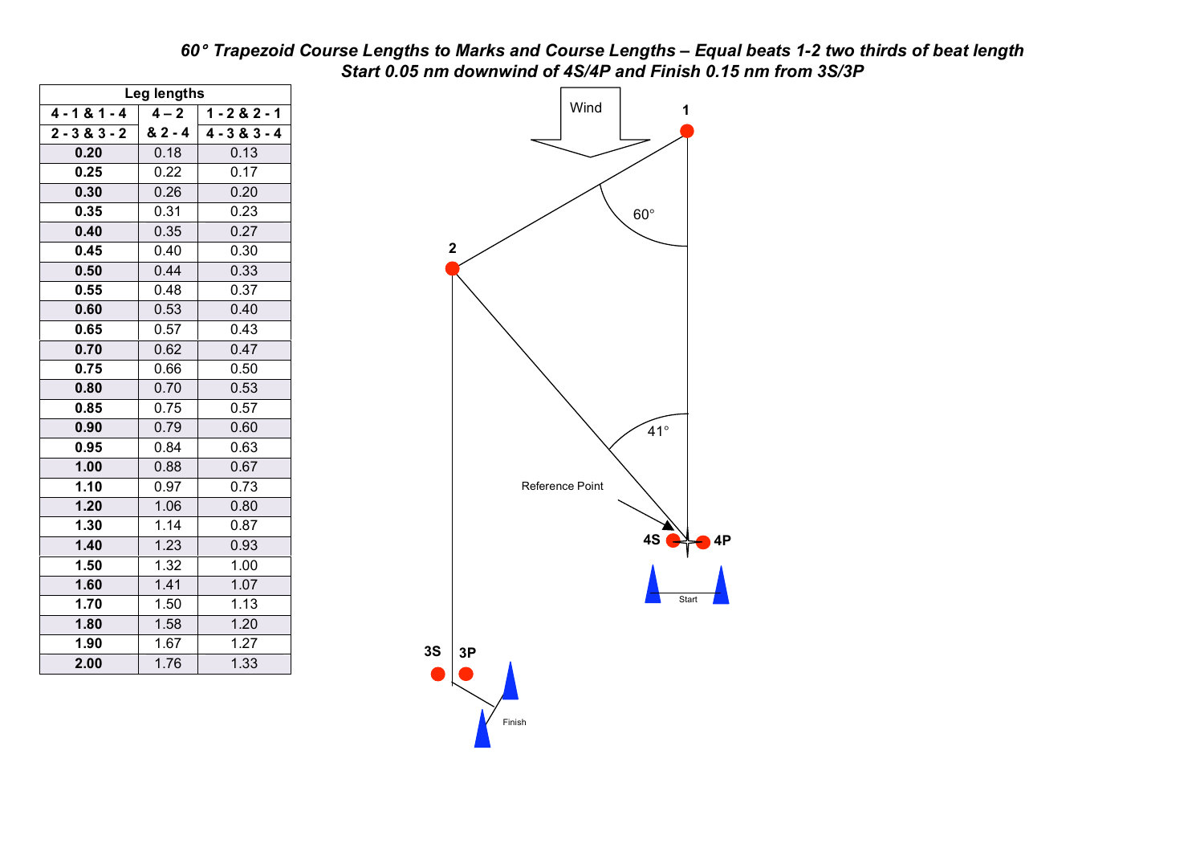## *60° Trapezoid Course Lengths to Marks and Course Lengths – Equal beats 1-2 two thirds of beat length*
## *Start 0.05 nm downwind of 4S/4P and Finish 0.15 nm from 3S/3P*

| Leg lengths | | |
|---|---|---|
| **4 - 1 & 1 - 4** | **4 – 2** | **1 - 2 & 2 - 1** |
| **2 - 3 & 3 - 2** | **& 2 - 4** | **4 - 3 & 3 - 4** |
| **0.20** | 0.18 | 0.13 |
| **0.25** | 0.22 | 0.17 |
| **0.30** | 0.26 | 0.20 |
| **0.35** | 0.31 | 0.23 |
| **0.40** | 0.35 | 0.27 |
| **0.45** | 0.40 | 0.30 |
| **0.50** | 0.44 | 0.33 |
| **0.55** | 0.48 | 0.37 |
| **0.60** | 0.53 | 0.40 |
| **0.65** | 0.57 | 0.43 |
| **0.70** | 0.62 | 0.47 |
| **0.75** | 0.66 | 0.50 |
| **0.80** | 0.70 | 0.53 |
| **0.85** | 0.75 | 0.57 |
| **0.90** | 0.79 | 0.60 |
| **0.95** | 0.84 | 0.63 |
| **1.00** | 0.88 | 0.67 |
| **1.10** | 0.97 | 0.73 |
| **1.20** | 1.06 | 0.80 |
| **1.30** | 1.14 | 0.87 |
| **1.40** | 1.23 | 0.93 |
| **1.50** | 1.32 | 1.00 |
| **1.60** | 1.41 | 1.07 |
| **1.70** | 1.50 | 1.13 |
| **1.80** | 1.58 | 1.20 |
| **1.90** | 1.67 | 1.27 |
| **2.00** | 1.76 | 1.33 |

Wind

1

60°

2

41°

Reference Point

4S

4P

Start

3S

3P

Finish